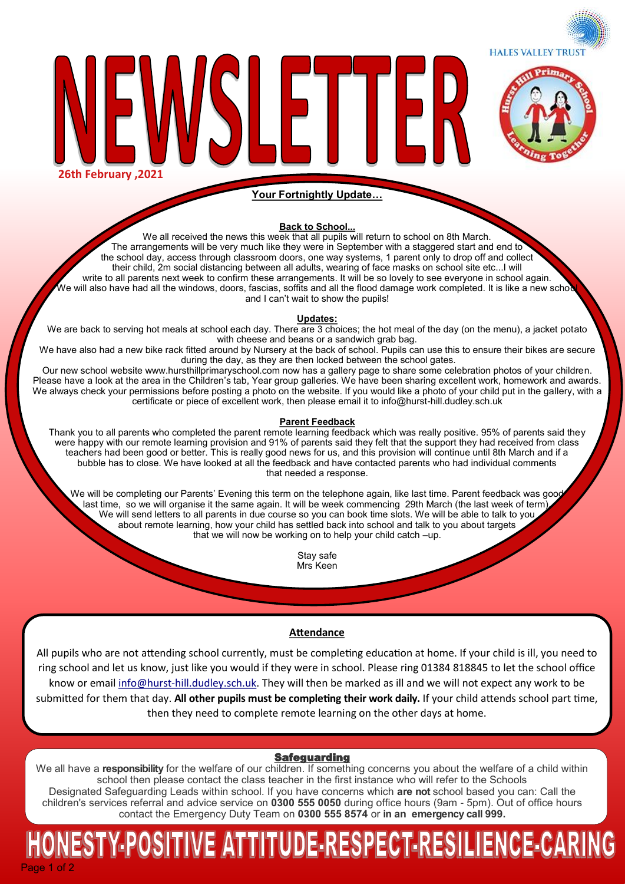# NEWSLETTER

HALES VALLEY TRUST

**26th February ,2021**

## Your Fortnightly Update…

### Back to School...

We all received the news this week that all pupils will return to school on 8th March. The arrangements will be very much like they were in September with a staggered start and end to the school day, access through classroom doors, one way systems, 1 parent only to drop off and collect their child, 2m social distancing between all adults, wearing of face masks on school site etc...I will write to all parents next week to confirm these arrangements. It will be so lovely to see everyone in school again. We will also have had all the windows, doors, fascias, soffits and all the flood damage work completed. It is like a new school and I can't wait to show the pupils!

### Updates:

We are back to serving hot meals at school each day. There are 3 choices; the hot meal of the day (on the menu), a jacket potato with cheese and beans or a sandwich grab bag.

We have also had a new bike rack fitted around by Nursery at the back of school. Pupils can use this to ensure their bikes are secure during the day, as they are then locked between the school gates.

Our new school website www.hursthillprimaryschool.com now has a gallery page to share some celebration photos of your children. Please have a look at the area in the Children's tab, Year group galleries. We have been sharing excellent work, homework and awards. We always check your permissions before posting a photo on the website. If you would like a photo of your child put in the gallery, with a certificate or piece of excellent work, then please email it to info@hurst-hill.dudley.sch.uk

### Parent Feedback

Thank you to all parents who completed the parent remote learning feedback which was really positive. 95% of parents said they were happy with our remote learning provision and 91% of parents said they felt that the support they had received from class teachers had been good or better. This is really good news for us, and this provision will continue until 8th March and if a bubble has to close. We have looked at all the feedback and have contacted parents who had individual comments that needed a response.

We will be completing our Parents' Evening this term on the telephone again, like last time. Parent feedback was good last time, so we will organise it the same again. It will be week commencing 29th March (the last week of term). We will send letters to all parents in due course so you can book time slots. We will be able to talk to you about remote learning, how your child has settled back into school and talk to you about targets that we will now be working on to help your child catch –up.

Stay safe
Mrs Keen

### Attendance

All pupils who are not attending school currently, must be completing education at home. If your child is ill, you need to ring school and let us know, just like you would if they were in school. Please ring 01384 818845 to let the school office know or email info@hurst-hill.dudley.sch.uk. They will then be marked as ill and we will not expect any work to be submitted for them that day. **All other pupils must be completing their work daily.** If your child attends school part time, then they need to complete remote learning on the other days at home.

### Safeguarding

We all have a **responsibility** for the welfare of our children. If something concerns you about the welfare of a child within school then please contact the class teacher in the first instance who will refer to the Schools Designated Safeguarding Leads within school. If you have concerns which **are not** school based you can: Call the children's services referral and advice service on **0300 555 0050** during office hours (9am - 5pm). Out of office hours contact the Emergency Duty Team on **0300 555 8574** or **in an emergency call 999.**

**HONESTY-POSITIVE ATTITUDE-RESPECT-RESILIENCE-CARING**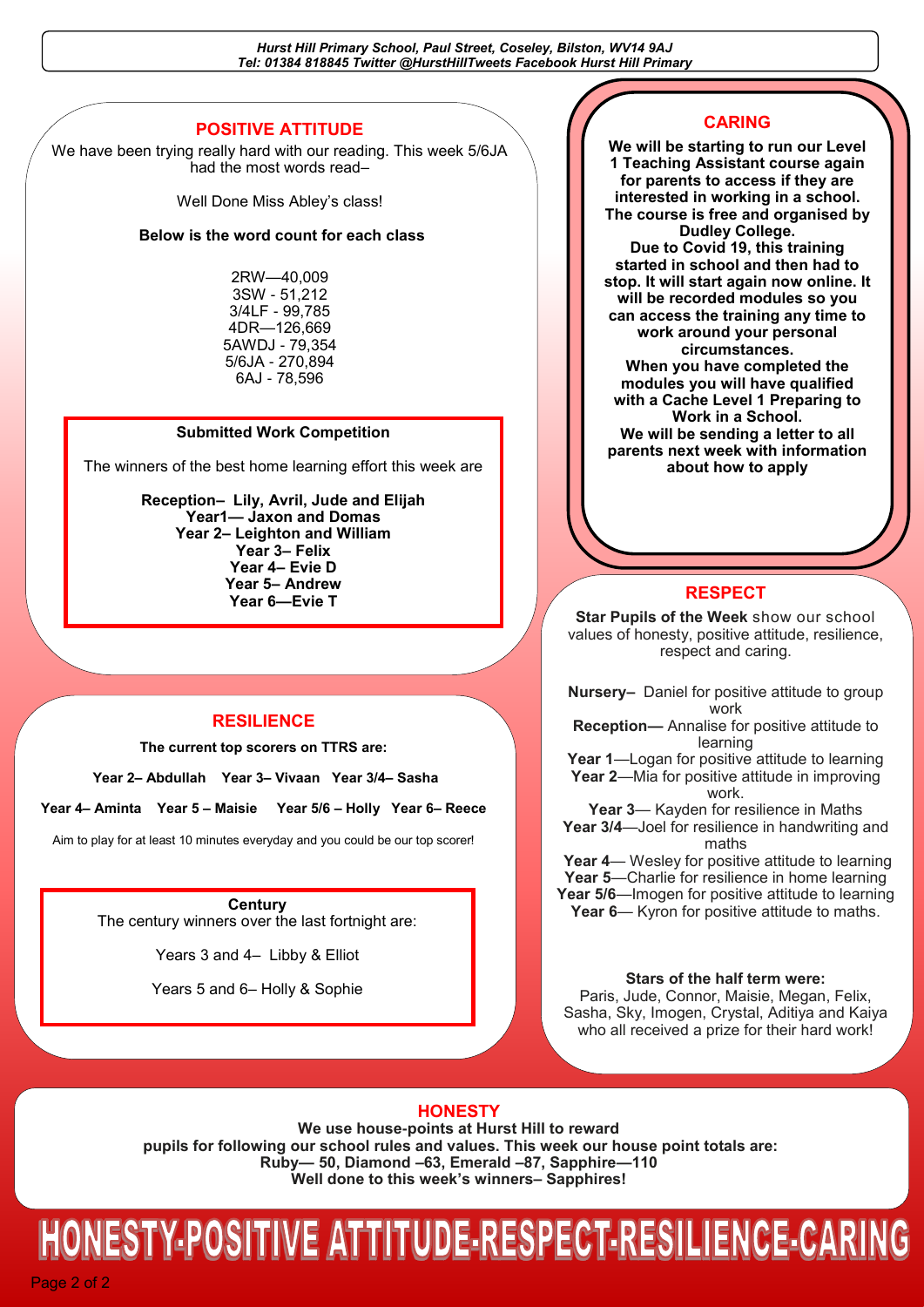## POSITIVE ATTITUDE

We have been trying really hard with our reading. This week 5/6JA had the most words read–

Well Done Miss Abley's class!

**Below is the word count for each class**

2RW—40,009
3SW - 51,212
3/4LF - 99,785
4DR—126,669
5AWDJ - 79,354
5/6JA - 270,894
6AJ - 78,596

**Submitted Work Competition**

The winners of the best home learning effort this week are

**Reception– Lily, Avril, Jude and Elijah**
**Year1— Jaxon and Domas**
**Year 2– Leighton and William**
**Year 3– Felix**
**Year 4– Evie D**
**Year 5– Andrew**
**Year 6—Evie T**

## RESILIENCE

**The current top scorers on TTRS are:**

**Year 2– Abdullah Year 3– Vivaan Year 3/4– Sasha**

**Year 4– Aminta Year 5 – Maisie Year 5/6 – Holly Year 6– Reece**

Aim to play for at least 10 minutes everyday and you could be our top scorer!

**Century**

The century winners over the last fortnight are:

Years 3 and 4– Libby & Elliot

Years 5 and 6– Holly & Sophie

## CARING

**We will be starting to run our Level 1 Teaching Assistant course again for parents to access if they are interested in working in a school. The course is free and organised by Dudley College.**
**Due to Covid 19, this training started in school and then had to stop. It will start again now online. It will be recorded modules so you can access the training any time to work around your personal circumstances.**
**When you have completed the modules you will have qualified with a Cache Level 1 Preparing to Work in a School.**
**We will be sending a letter to all parents next week with information about how to apply**

## RESPECT

**Star Pupils of the Week** show our school values of honesty, positive attitude, resilience, respect and caring.

**Nursery–** Daniel for positive attitude to group work
**Reception—** Annalise for positive attitude to learning
**Year 1**—Logan for positive attitude to learning
**Year 2**—Mia for positive attitude in improving work.
**Year 3**— Kayden for resilience in Maths
**Year 3/4**—Joel for resilience in handwriting and maths
**Year 4**— Wesley for positive attitude to learning
**Year 5**—Charlie for resilience in home learning
**Year 5/6**—Imogen for positive attitude to learning
**Year 6**— Kyron for positive attitude to maths.

**Stars of the half term were:**
Paris, Jude, Connor, Maisie, Megan, Felix, Sasha, Sky, Imogen, Crystal, Aditiya and Kaiya who all received a prize for their hard work!

## HONESTY

**We use house-points at Hurst Hill to reward pupils for following our school rules and values. This week our house point totals are:**
**Ruby— 50, Diamond –63, Emerald –87, Sapphire—110**
**Well done to this week's winners– Sapphires!**

# HONESTY-POSITIVE ATTITUDE-RESPECT-RESILIENCE-CARING